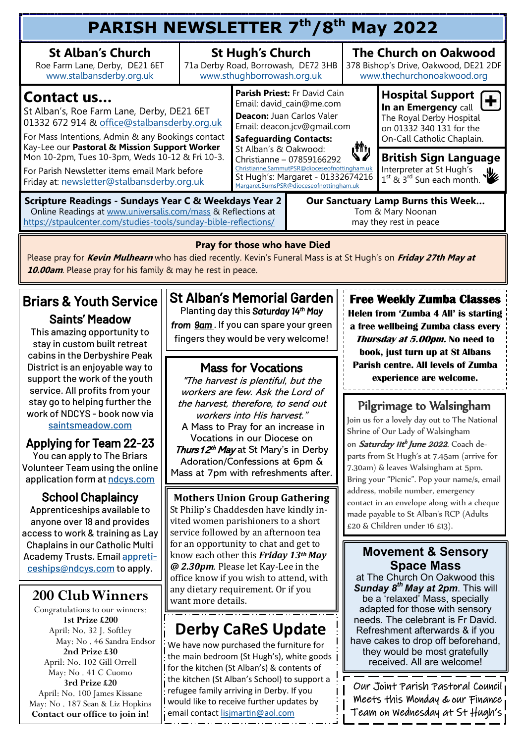# PARISH NEWSLETTER 7th/8th May 2022

| St Alban's Church | St Hugh's Church | The Church on Oakwood |
|---|---|---|
| Roe Farm Lane, Derby, DE21 6ET | 71a Derby Road, Borrowash, DE72 3HB | 378 Bishop's Drive, Oakwood, DE21 2DF |
| www.stalbansderby.org.uk | www.sthughborrowash.org.uk | www.thechurchonoakwood.org |

## Contact us...

St Alban's, Roe Farm Lane, Derby, DE21 6ET
01332 672 914 & office@stalbansderby.org.uk

For Mass Intentions, Admin & any Bookings contact Kay-Lee our **Pastoral & Mission Support Worker** Mon 10-2pm, Tues 10-3pm, Weds 10-12 & Fri 10-3.

For Parish Newsletter items email Mark before Friday at: newsletter@stalbansderby.org.uk

**Parish Priest:** Fr David Cain
Email: david_cain@me.com

**Deacon:** Juan Carlos Valer
Email: deacon.jcv@gmail.com

**Safeguarding Contacts:**
St Alban's & Oakwood:
Christianne – 07859166292
Christianne.SammutPSR@dioceseofnottingham.uk
St Hugh's: Margaret - 01332674216
Margaret.BurnsPSR@dioceseofnottingham.uk

## Hospital Support

**In an Emergency** call The Royal Derby Hospital on 01332 340 131 for the On-Call Catholic Chaplain.

## British Sign Language

Interpreter at St Hugh's 1st & 3rd Sun each month.

**Scripture Readings - Sundays Year C & Weekdays Year 2**
Online Readings at www.universalis.com/mass & Reflections at https://stpaulcenter.com/studies-tools/sunday-bible-reflections/

**Our Sanctuary Lamp Burns this Week...**
Tom & Mary Noonan
may they rest in peace

**Pray for those who have Died**

Please pray for ***Kevin Mulhearn*** who has died recently. Kevin's Funeral Mass is at St Hugh's on ***Friday 27th May at 10.00am***. Please pray for his family & may he rest in peace.

## Briars & Youth Service

### Saints' Meadow

This amazing opportunity to stay in custom built retreat cabins in the Derbyshire Peak District is an enjoyable way to support the work of the youth service. All profits from your stay go to helping further the work of NDCYS - book now via saintsmeadow.com

### Applying for Team 22-23

You can apply to The Briars Volunteer Team using the online application form at ndcys.com

### School Chaplaincy

Apprenticeships available to anyone over 18 and provides access to work & training as Lay Chaplains in our Catholic Multi Academy Trusts. Email appreticeships@ndcys.com to apply.

## 200 Club Winners

Congratulations to our winners:

**1st Prize £200**
April: No. 32 J. Softley
May: No . 46 Sandra Endsor

**2nd Prize £30**
April: No. 102 Gill Orrell
May: No . 41 C Cuomo

**3rd Prize £20**
April: No. 100 James Kissane
May: No . 187 Sean & Liz Hopkins

**Contact our office to join in!**

## St Alban's Memorial Garden

Planting day this ***Saturday 14th May from 9am***. If you can spare your green fingers they would be very welcome!

## Mass for Vocations

*"The harvest is plentiful, but the workers are few. Ask the Lord of the harvest, therefore, to send out workers into His harvest."*

A Mass to Pray for an increase in Vocations in our Diocese on ***Thurs 12th May*** at St Mary's in Derby Adoration/Confessions at 6pm & Mass at 7pm with refreshments after.

## Mothers Union Group Gathering

St Philip's Chaddesden have kindly invited women parishioners to a short service followed by an afternoon tea for an opportunity to chat and get to know each other this ***Friday 13th May @ 2.30pm***. Please let Kay-Lee in the office know if you wish to attend, with any dietary requirement. Or if you want more details.

## Derby CaReS Update

We have now purchased the furniture for the main bedroom (St Hugh's), white goods for the kitchen (St Alban's) & contents of the kitchen (St Alban's School) to support a refugee family arriving in Derby. If you would like to receive further updates by email contact lisjmartin@aol.com

## Free Weekly Zumba Classes

**Helen from 'Zumba 4 All' is starting a free wellbeing Zumba class every *Thursday at 5.00pm.* No need to book, just turn up at St Albans Parish centre. All levels of Zumba experience are welcome.**

## Pilgrimage to Walsingham

Join us for a lovely day out to The National Shrine of Our Lady of Walsingham on ***Saturday 11th June 2022***. Coach departs from St Hugh's at 7.45am (arrive for 7.30am) & leaves Walsingham at 5pm. Bring your "Picnic". Pop your name/s, email address, mobile number, emergency contact in an envelope along with a cheque made payable to St Alban's RCP (Adults £20 & Children under 16 £13).

## Movement & Sensory Space Mass

at The Church On Oakwood this ***Sunday 8th May at 2pm***. This will be a 'relaxed' Mass, specially adapted for those with sensory needs. The celebrant is Fr David. Refreshment afterwards & if you have cakes to drop off beforehand, they would be most gratefully received. All are welcome!

Our Joint Parish Pastoral Council Meets this Monday & our Finance Team on Wednesday at St Hugh's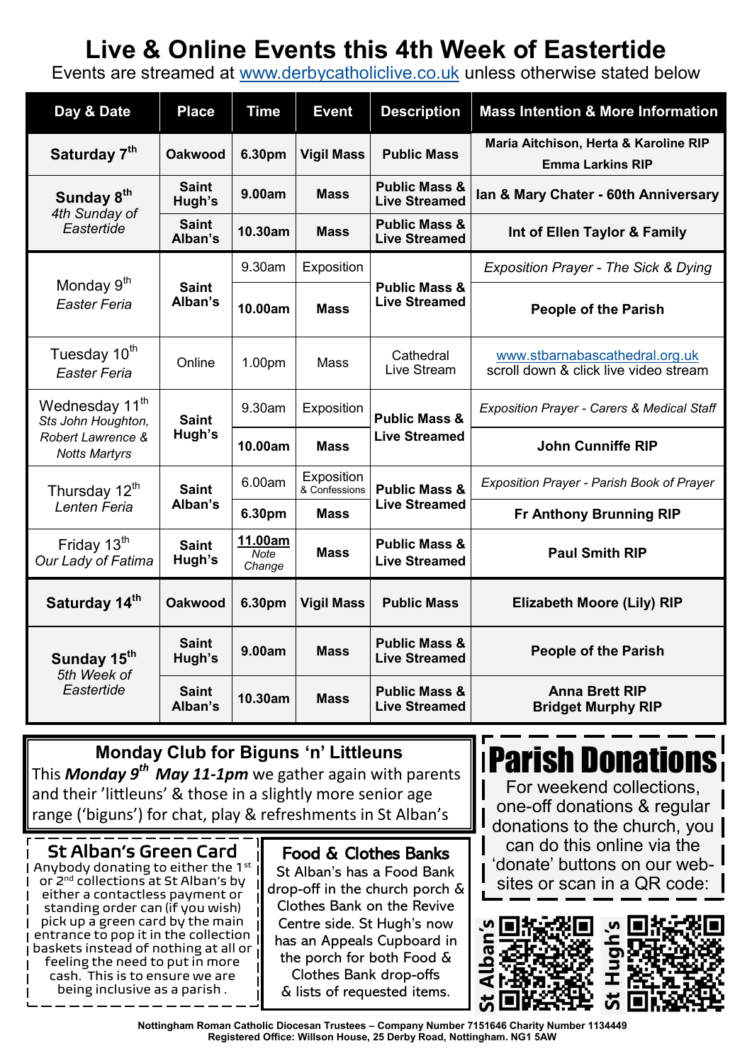# Live & Online Events this 4th Week of Eastertide

Events are streamed at www.derbycatholiclive.co.uk unless otherwise stated below

| Day & Date | Place | Time | Event | Description | Mass Intention & More Information |
|---|---|---|---|---|---|
| **Saturday 7th** | **Oakwood** | **6.30pm** | **Vigil Mass** | **Public Mass** | **Maria Aitchison, Herta & Karoline RIP Emma Larkins RIP** |
| **Sunday 8th** *4th Sunday of Eastertide* | **Saint Hugh's** | **9.00am** | **Mass** | **Public Mass & Live Streamed** | **Ian & Mary Chater - 60th Anniversary** |
| | **Saint Alban's** | **10.30am** | **Mass** | **Public Mass & Live Streamed** | **Int of Ellen Taylor & Family** |
| Monday 9th *Easter Feria* | **Saint Alban's** | 9.30am | Exposition | **Public Mass & Live Streamed** | *Exposition Prayer - The Sick & Dying* |
| | | **10.00am** | **Mass** | | **People of the Parish** |
| Tuesday 10th *Easter Feria* | Online | 1.00pm | Mass | Cathedral Live Stream | www.stbarnabascathedral.org.uk scroll down & click live video stream |
| Wednesday 11th *Sts John Houghton, Robert Lawrence & Notts Martyrs* | **Saint Hugh's** | 9.30am | Exposition | **Public Mass & Live Streamed** | *Exposition Prayer - Carers & Medical Staff* |
| | | **10.00am** | **Mass** | | **John Cunniffe RIP** |
| Thursday 12th *Lenten Feria* | **Saint Alban's** | 6.00am | Exposition & Confessions | **Public Mass & Live Streamed** | *Exposition Prayer - Parish Book of Prayer* |
| | | **6.30pm** | **Mass** | | **Fr Anthony Brunning RIP** |
| Friday 13th *Our Lady of Fatima* | **Saint Hugh's** | **11.00am** *Note Change* | **Mass** | **Public Mass & Live Streamed** | **Paul Smith RIP** |
| **Saturday 14th** | **Oakwood** | **6.30pm** | **Vigil Mass** | **Public Mass** | **Elizabeth Moore (Lily) RIP** |
| **Sunday 15th** *5th Week of Eastertide* | **Saint Hugh's** | **9.00am** | **Mass** | **Public Mass & Live Streamed** | **People of the Parish** |
| | **Saint Alban's** | **10.30am** | **Mass** | **Public Mass & Live Streamed** | **Anna Brett RIP Bridget Murphy RIP** |

## Monday Club for Biguns 'n' Littleuns

This ***Monday 9th May 11-1pm*** we gather again with parents and their 'littleuns' & those in a slightly more senior age range ('biguns') for chat, play & refreshments in St Alban's

## St Alban's Green Card

Anybody donating to either the 1st or 2nd collections at St Alban's by either a contactless payment or standing order can (if you wish) pick up a green card by the main entrance to pop it in the collection baskets instead of nothing at all or feeling the need to put in more cash. This is to ensure we are being inclusive as a parish.

## Food & Clothes Banks

St Alban's has a Food Bank drop-off in the church porch & Clothes Bank on the Revive Centre side. St Hugh's now has an Appeals Cupboard in the porch for both Food & Clothes Bank drop-offs & lists of requested items.

## Parish Donations

For weekend collections, one-off donations & regular donations to the church, you can do this online via the 'donate' buttons on our web-sites or scan in a QR code:

St Alban's St Hugh's

Nottingham Roman Catholic Diocesan Trustees – Company Number 7151646 Charity Number 1134449
Registered Office: Willson House, 25 Derby Road, Nottingham. NG1 5AW